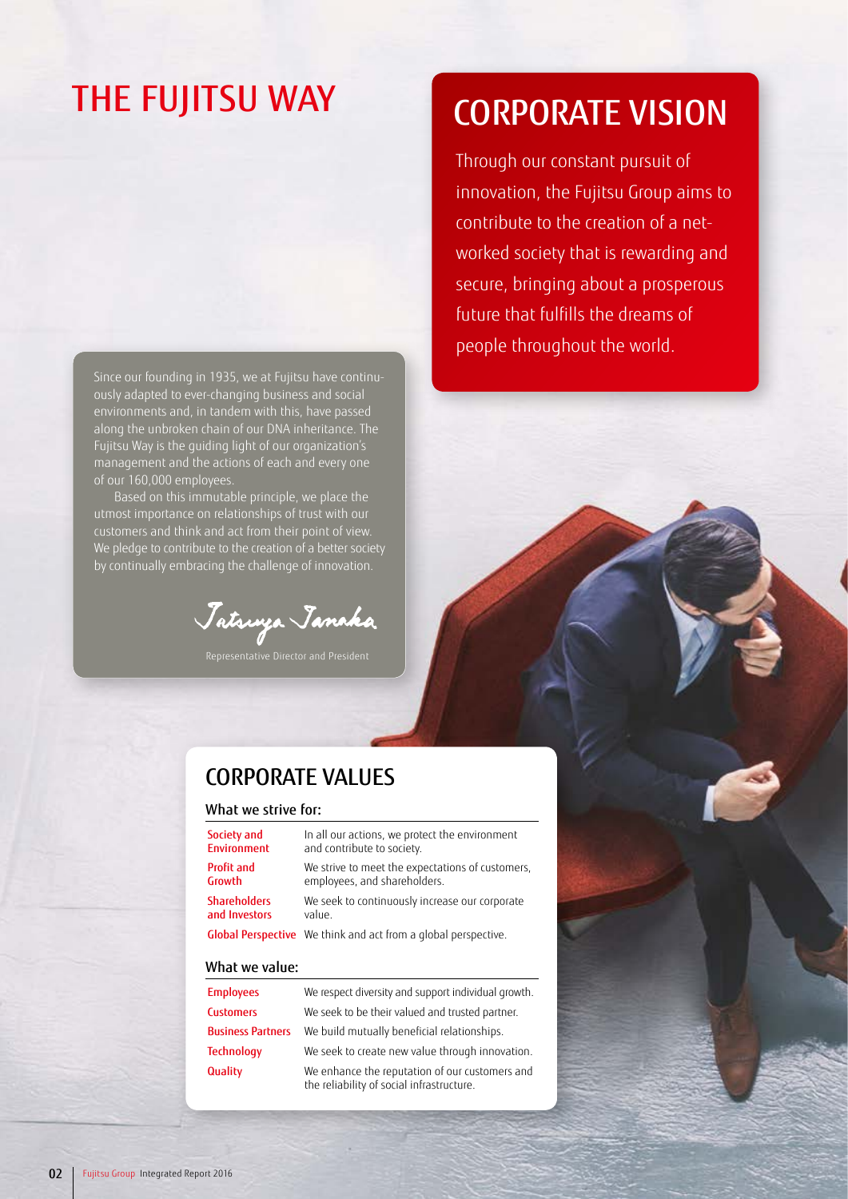# THE FUJITSU WAY

## CORPORATE VISION

Through our constant pursuit of innovation, the Fujitsu Group aims to contribute to the creation of a networked society that is rewarding and secure, bringing about a prosperous future that fulfills the dreams of people throughout the world.

Since our founding in 1935, we at Fujitsu have continuously adapted to ever-changing business and social environments and, in tandem with this, have passed along the unbroken chain of our DNA inheritance. The Fujitsu Way is the guiding light of our organization's management and the actions of each and every one of our 160,000 employees.

Based on this immutable principle, we place the utmost importance on relationships of trust with our customers and think and act from their point of view. We pledge to contribute to the creation of a better society by continually embracing the challenge of innovation.

Tatsuya Tanaka

Representative Director and President

## CORPORATE VALUES

### What we strive for:

| | |
|---|---|
| Society and Environment | In all our actions, we protect the environment and contribute to society. |
| Profit and Growth | We strive to meet the expectations of customers, employees, and shareholders. |
| Shareholders and Investors | We seek to continuously increase our corporate value. |
| Global Perspective | We think and act from a global perspective. |

### What we value:

| | |
|---|---|
| Employees | We respect diversity and support individual growth. |
| Customers | We seek to be their valued and trusted partner. |
| Business Partners | We build mutually beneficial relationships. |
| Technology | We seek to create new value through innovation. |
| Quality | We enhance the reputation of our customers and the reliability of social infrastructure. |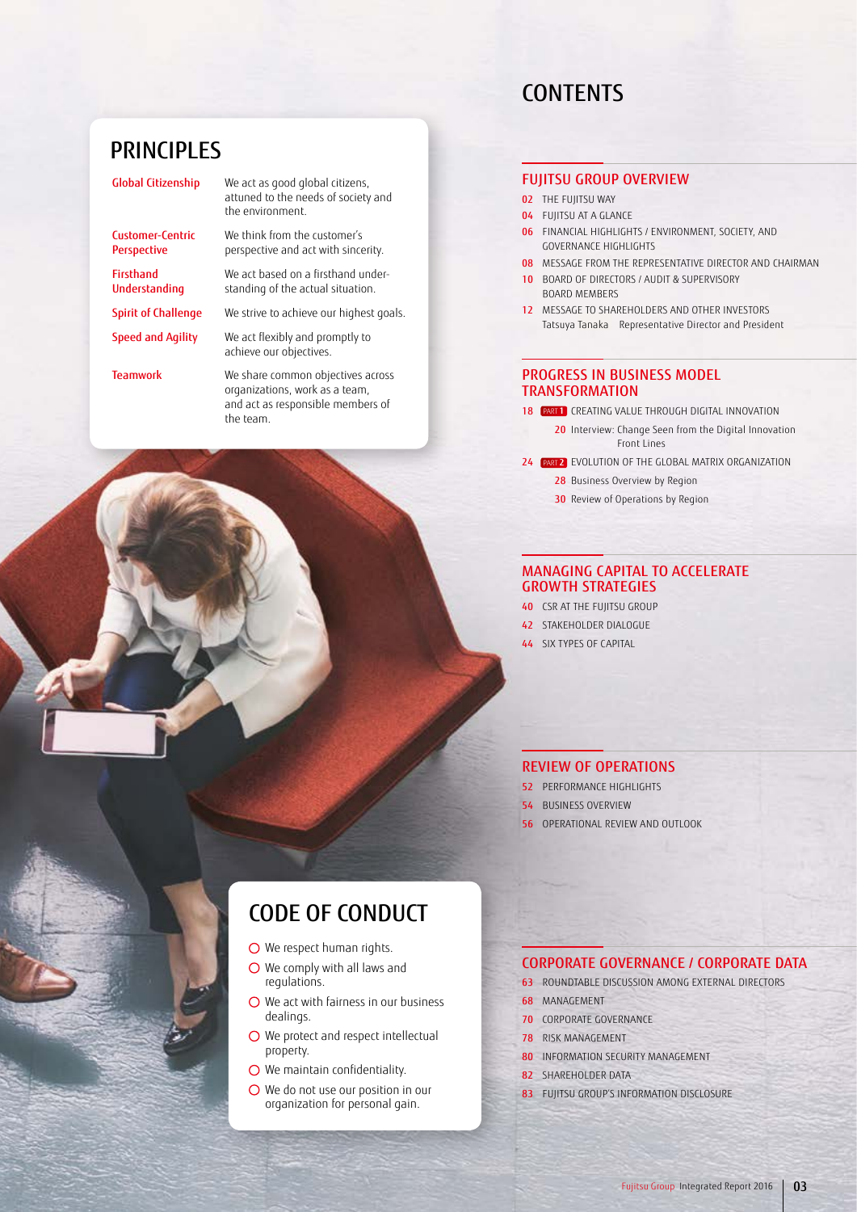## PRINCIPLES

| | |
|---|---|
| Global Citizenship | We act as good global citizens, attuned to the needs of society and the environment. |
| Customer-Centric Perspective | We think from the customer's perspective and act with sincerity. |
| Firsthand Understanding | We act based on a firsthand understanding of the actual situation. |
| Spirit of Challenge | We strive to achieve our highest goals. |
| Speed and Agility | We act flexibly and promptly to achieve our objectives. |
| Teamwork | We share common objectives across organizations, work as a team, and act as responsible members of the team. |

## CODE OF CONDUCT

- We respect human rights.
- We comply with all laws and regulations.
- We act with fairness in our business dealings.
- We protect and respect intellectual property.
- We maintain confidentiality.
- We do not use our position in our organization for personal gain.

# CONTENTS

## FUJITSU GROUP OVERVIEW

02 THE FUJITSU WAY
04 FUJITSU AT A GLANCE
06 FINANCIAL HIGHLIGHTS / ENVIRONMENT, SOCIETY, AND GOVERNANCE HIGHLIGHTS
08 MESSAGE FROM THE REPRESENTATIVE DIRECTOR AND CHAIRMAN
10 BOARD OF DIRECTORS / AUDIT & SUPERVISORY BOARD MEMBERS
12 MESSAGE TO SHAREHOLDERS AND OTHER INVESTORS
Tatsuya Tanaka Representative Director and President

## PROGRESS IN BUSINESS MODEL TRANSFORMATION

18 PART 1 CREATING VALUE THROUGH DIGITAL INNOVATION
- 20 Interview: Change Seen from the Digital Innovation Front Lines

24 PART 2 EVOLUTION OF THE GLOBAL MATRIX ORGANIZATION
- 28 Business Overview by Region
- 30 Review of Operations by Region

## MANAGING CAPITAL TO ACCELERATE GROWTH STRATEGIES

40 CSR AT THE FUJITSU GROUP
42 STAKEHOLDER DIALOGUE
44 SIX TYPES OF CAPITAL

## REVIEW OF OPERATIONS

52 PERFORMANCE HIGHLIGHTS
54 BUSINESS OVERVIEW
56 OPERATIONAL REVIEW AND OUTLOOK

## CORPORATE GOVERNANCE / CORPORATE DATA

63 ROUNDTABLE DISCUSSION AMONG EXTERNAL DIRECTORS
68 MANAGEMENT
70 CORPORATE GOVERNANCE
78 RISK MANAGEMENT
80 INFORMATION SECURITY MANAGEMENT
82 SHAREHOLDER DATA
83 FUJITSU GROUP'S INFORMATION DISCLOSURE